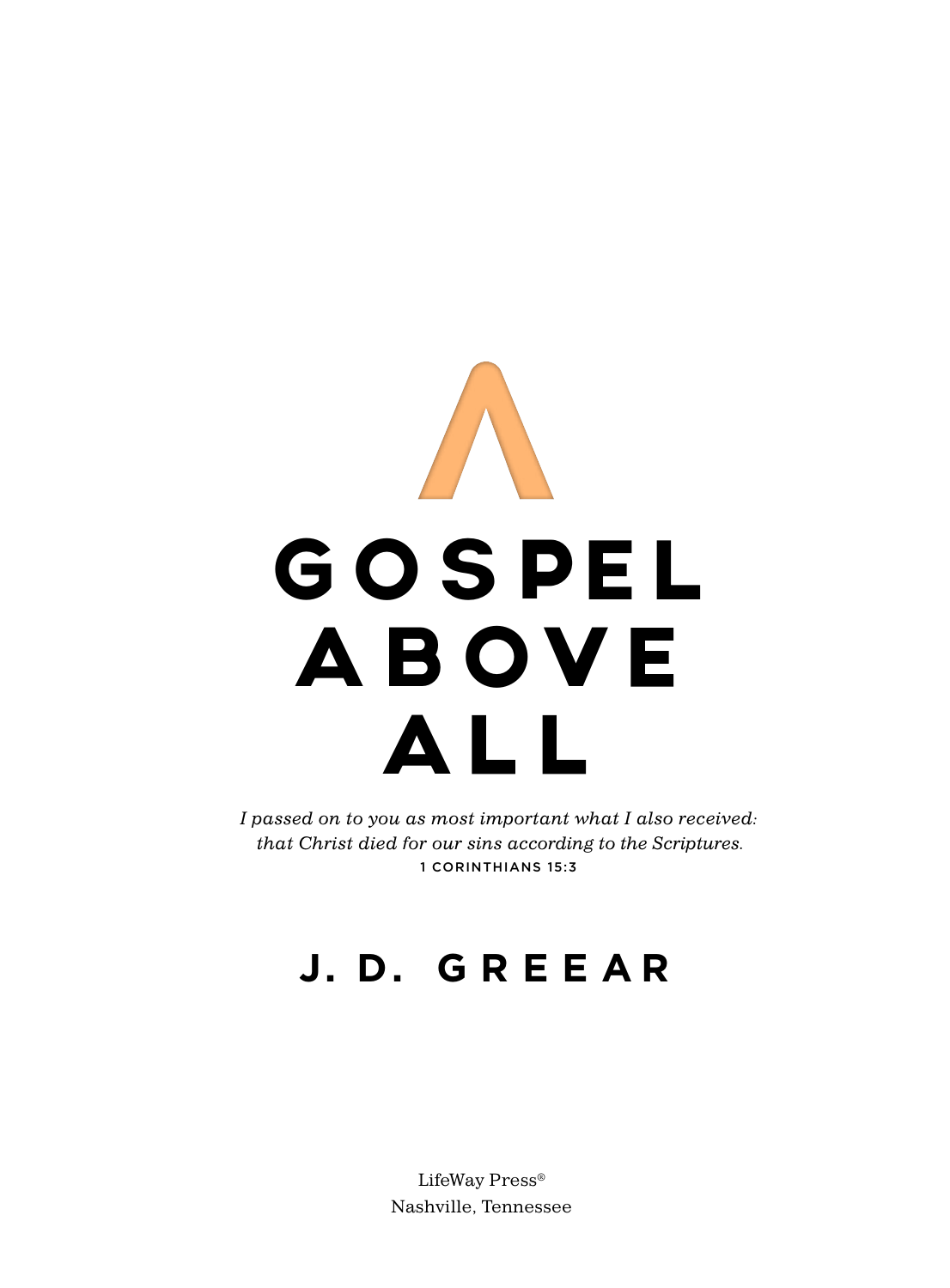# GOSPEL ABOVE ALL

*I passed on to you as most important what I also received: that Christ died for our sins according to the Scriptures.*
1 CORINTHIANS 15:3

## J. D. GREEAR

LifeWay Press®
Nashville, Tennessee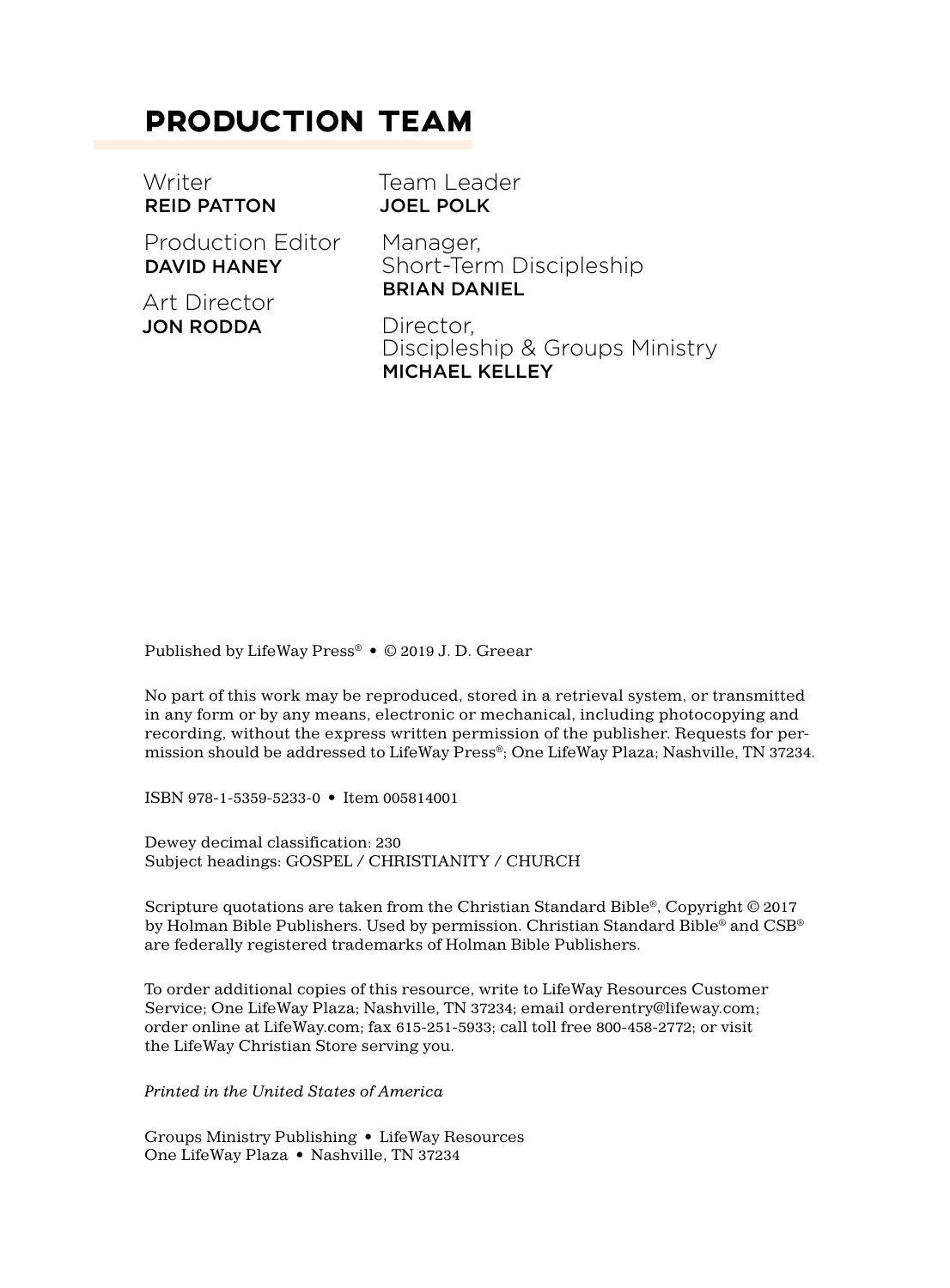## PRODUCTION TEAM

Writer
**REID PATTON**

Production Editor
**DAVID HANEY**

Art Director
**JON RODDA**

Team Leader
**JOEL POLK**

Manager,
Short-Term Discipleship
**BRIAN DANIEL**

Director,
Discipleship & Groups Ministry
**MICHAEL KELLEY**

Published by LifeWay Press® • © 2019 J. D. Greear

No part of this work may be reproduced, stored in a retrieval system, or transmitted in any form or by any means, electronic or mechanical, including photocopying and recording, without the express written permission of the publisher. Requests for permission should be addressed to LifeWay Press®; One LifeWay Plaza; Nashville, TN 37234.

ISBN 978-1-5359-5233-0 • Item 005814001

Dewey decimal classification: 230
Subject headings: GOSPEL / CHRISTIANITY / CHURCH

Scripture quotations are taken from the Christian Standard Bible®, Copyright © 2017 by Holman Bible Publishers. Used by permission. Christian Standard Bible® and CSB® are federally registered trademarks of Holman Bible Publishers.

To order additional copies of this resource, write to LifeWay Resources Customer Service; One LifeWay Plaza; Nashville, TN 37234; email orderentry@lifeway.com; order online at LifeWay.com; fax 615-251-5933; call toll free 800-458-2772; or visit the LifeWay Christian Store serving you.

*Printed in the United States of America*

Groups Ministry Publishing • LifeWay Resources
One LifeWay Plaza • Nashville, TN 37234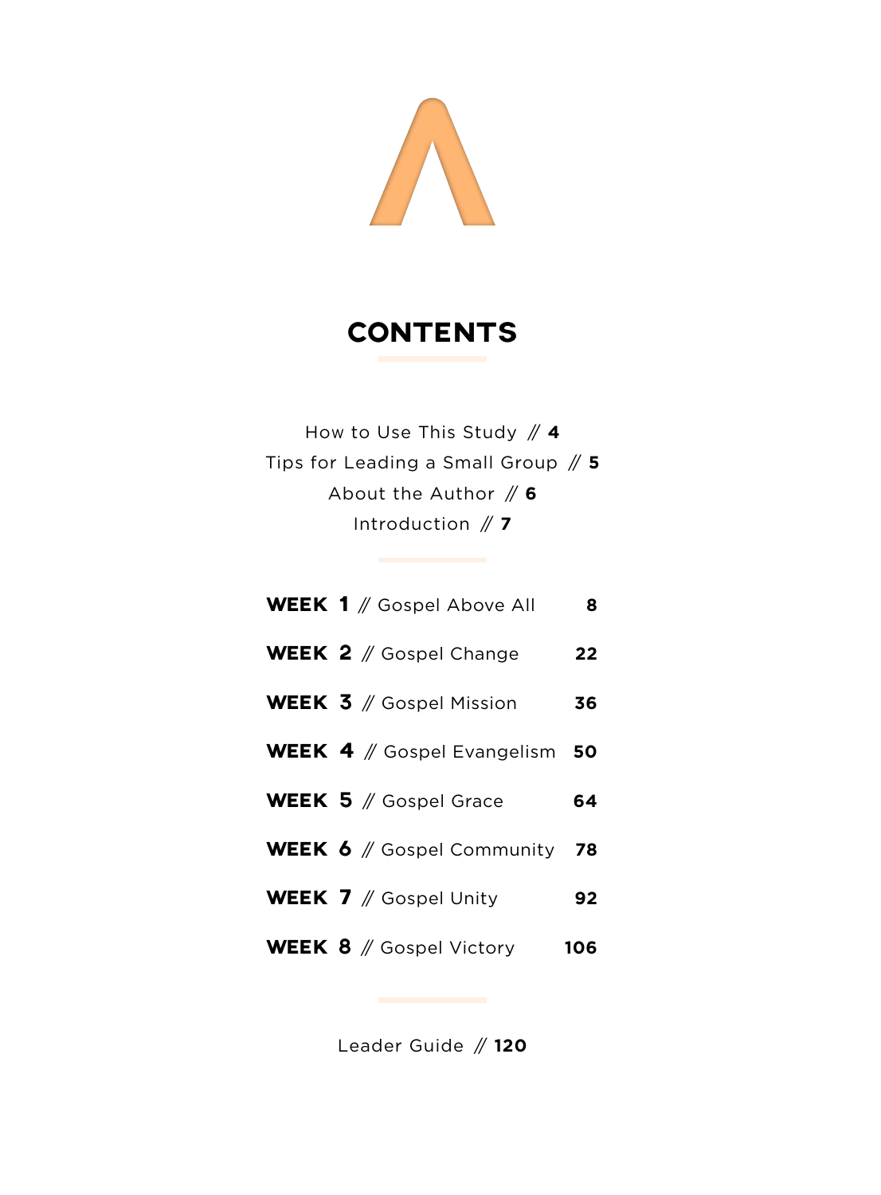# CONTENTS

How to Use This Study // **4**

Tips for Leading a Small Group // **5**

About the Author // **6**

Introduction // **7**

**WEEK 1** // Gospel Above All **8**

**WEEK 2** // Gospel Change **22**

**WEEK 3** // Gospel Mission **36**

**WEEK 4** // Gospel Evangelism **50**

**WEEK 5** // Gospel Grace **64**

**WEEK 6** // Gospel Community **78**

**WEEK 7** // Gospel Unity **92**

**WEEK 8** // Gospel Victory **106**

Leader Guide // **120**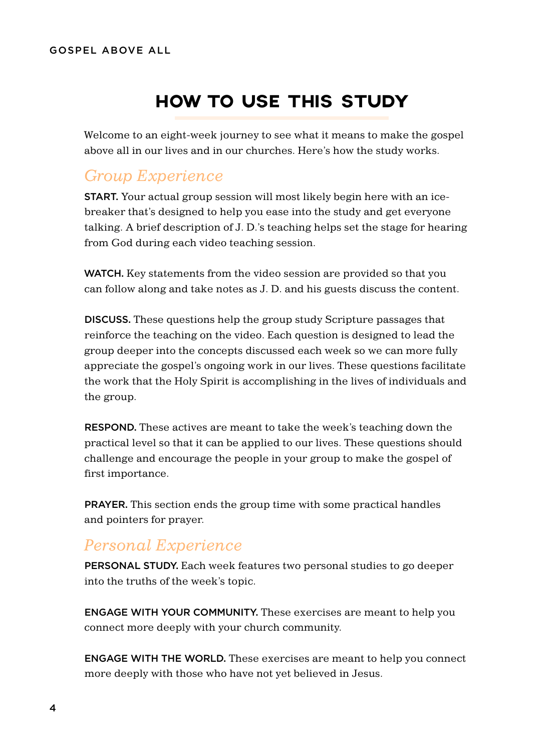# HOW TO USE THIS STUDY

Welcome to an eight-week journey to see what it means to make the gospel above all in our lives and in our churches. Here's how the study works.

## *Group Experience*

**START.** Your actual group session will most likely begin here with an ice-breaker that's designed to help you ease into the study and get everyone talking. A brief description of J. D.'s teaching helps set the stage for hearing from God during each video teaching session.

**WATCH.** Key statements from the video session are provided so that you can follow along and take notes as J. D. and his guests discuss the content.

**DISCUSS.** These questions help the group study Scripture passages that reinforce the teaching on the video. Each question is designed to lead the group deeper into the concepts discussed each week so we can more fully appreciate the gospel's ongoing work in our lives. These questions facilitate the work that the Holy Spirit is accomplishing in the lives of individuals and the group.

**RESPOND.** These actives are meant to take the week's teaching down the practical level so that it can be applied to our lives. These questions should challenge and encourage the people in your group to make the gospel of first importance.

**PRAYER.** This section ends the group time with some practical handles and pointers for prayer.

## *Personal Experience*

**PERSONAL STUDY.** Each week features two personal studies to go deeper into the truths of the week's topic.

**ENGAGE WITH YOUR COMMUNITY.** These exercises are meant to help you connect more deeply with your church community.

**ENGAGE WITH THE WORLD.** These exercises are meant to help you connect more deeply with those who have not yet believed in Jesus.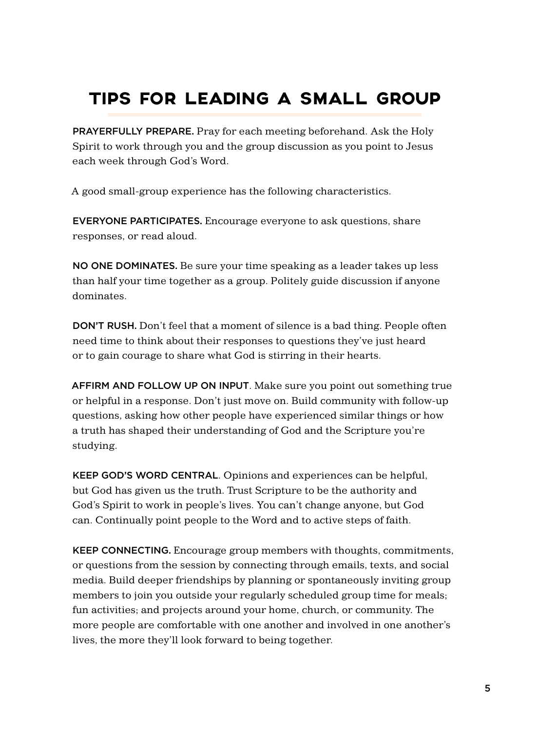# TIPS FOR LEADING A SMALL GROUP

**PRAYERFULLY PREPARE.** Pray for each meeting beforehand. Ask the Holy Spirit to work through you and the group discussion as you point to Jesus each week through God's Word.

A good small-group experience has the following characteristics.

**EVERYONE PARTICIPATES.** Encourage everyone to ask questions, share responses, or read aloud.

**NO ONE DOMINATES.** Be sure your time speaking as a leader takes up less than half your time together as a group. Politely guide discussion if anyone dominates.

**DON'T RUSH.** Don't feel that a moment of silence is a bad thing. People often need time to think about their responses to questions they've just heard or to gain courage to share what God is stirring in their hearts.

**AFFIRM AND FOLLOW UP ON INPUT**. Make sure you point out something true or helpful in a response. Don't just move on. Build community with follow-up questions, asking how other people have experienced similar things or how a truth has shaped their understanding of God and the Scripture you're studying.

**KEEP GOD'S WORD CENTRAL**. Opinions and experiences can be helpful, but God has given us the truth. Trust Scripture to be the authority and God's Spirit to work in people's lives. You can't change anyone, but God can. Continually point people to the Word and to active steps of faith.

**KEEP CONNECTING.** Encourage group members with thoughts, commitments, or questions from the session by connecting through emails, texts, and social media. Build deeper friendships by planning or spontaneously inviting group members to join you outside your regularly scheduled group time for meals; fun activities; and projects around your home, church, or community. The more people are comfortable with one another and involved in one another's lives, the more they'll look forward to being together.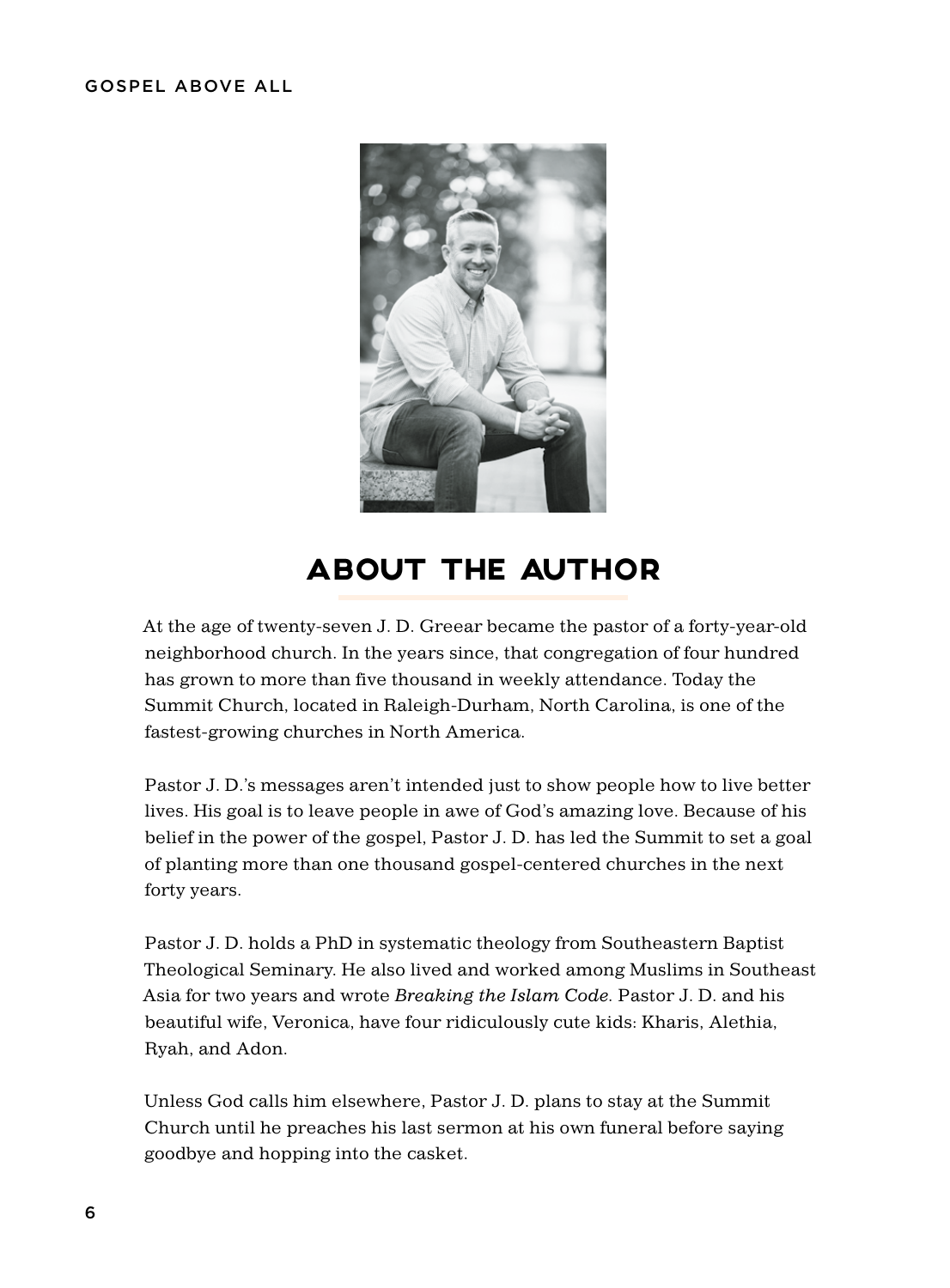# ABOUT THE AUTHOR

At the age of twenty-seven J. D. Greear became the pastor of a forty-year-old neighborhood church. In the years since, that congregation of four hundred has grown to more than five thousand in weekly attendance. Today the Summit Church, located in Raleigh-Durham, North Carolina, is one of the fastest-growing churches in North America.

Pastor J. D.'s messages aren't intended just to show people how to live better lives. His goal is to leave people in awe of God's amazing love. Because of his belief in the power of the gospel, Pastor J. D. has led the Summit to set a goal of planting more than one thousand gospel-centered churches in the next forty years.

Pastor J. D. holds a PhD in systematic theology from Southeastern Baptist Theological Seminary. He also lived and worked among Muslims in Southeast Asia for two years and wrote *Breaking the Islam Code*. Pastor J. D. and his beautiful wife, Veronica, have four ridiculously cute kids: Kharis, Alethia, Ryah, and Adon.

Unless God calls him elsewhere, Pastor J. D. plans to stay at the Summit Church until he preaches his last sermon at his own funeral before saying goodbye and hopping into the casket.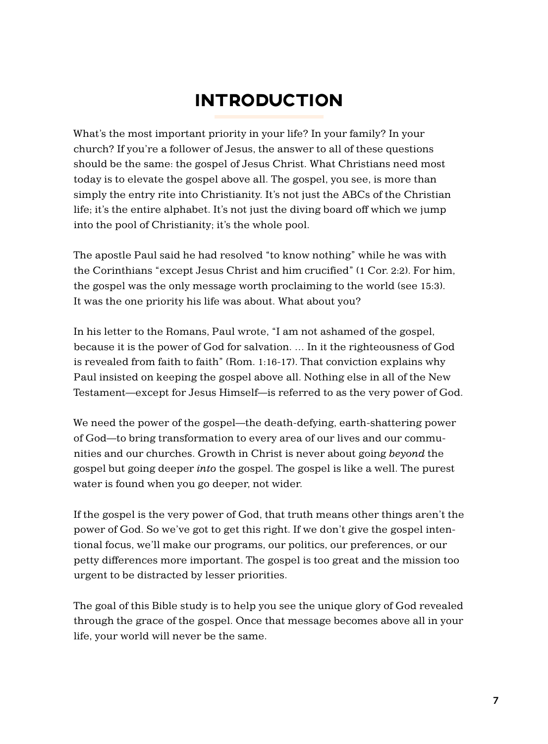# INTRODUCTION

What's the most important priority in your life? In your family? In your church? If you're a follower of Jesus, the answer to all of these questions should be the same: the gospel of Jesus Christ. What Christians need most today is to elevate the gospel above all. The gospel, you see, is more than simply the entry rite into Christianity. It's not just the ABCs of the Christian life; it's the entire alphabet. It's not just the diving board off which we jump into the pool of Christianity; it's the whole pool.

The apostle Paul said he had resolved "to know nothing" while he was with the Corinthians "except Jesus Christ and him crucified" (1 Cor. 2:2). For him, the gospel was the only message worth proclaiming to the world (see 15:3). It was the one priority his life was about. What about you?

In his letter to the Romans, Paul wrote, "I am not ashamed of the gospel, because it is the power of God for salvation. … In it the righteousness of God is revealed from faith to faith" (Rom. 1:16-17). That conviction explains why Paul insisted on keeping the gospel above all. Nothing else in all of the New Testament—except for Jesus Himself—is referred to as the very power of God.

We need the power of the gospel—the death-defying, earth-shattering power of God—to bring transformation to every area of our lives and our communities and our churches. Growth in Christ is never about going *beyond* the gospel but going deeper *into* the gospel. The gospel is like a well. The purest water is found when you go deeper, not wider.

If the gospel is the very power of God, that truth means other things aren't the power of God. So we've got to get this right. If we don't give the gospel intentional focus, we'll make our programs, our politics, our preferences, or our petty differences more important. The gospel is too great and the mission too urgent to be distracted by lesser priorities.

The goal of this Bible study is to help you see the unique glory of God revealed through the grace of the gospel. Once that message becomes above all in your life, your world will never be the same.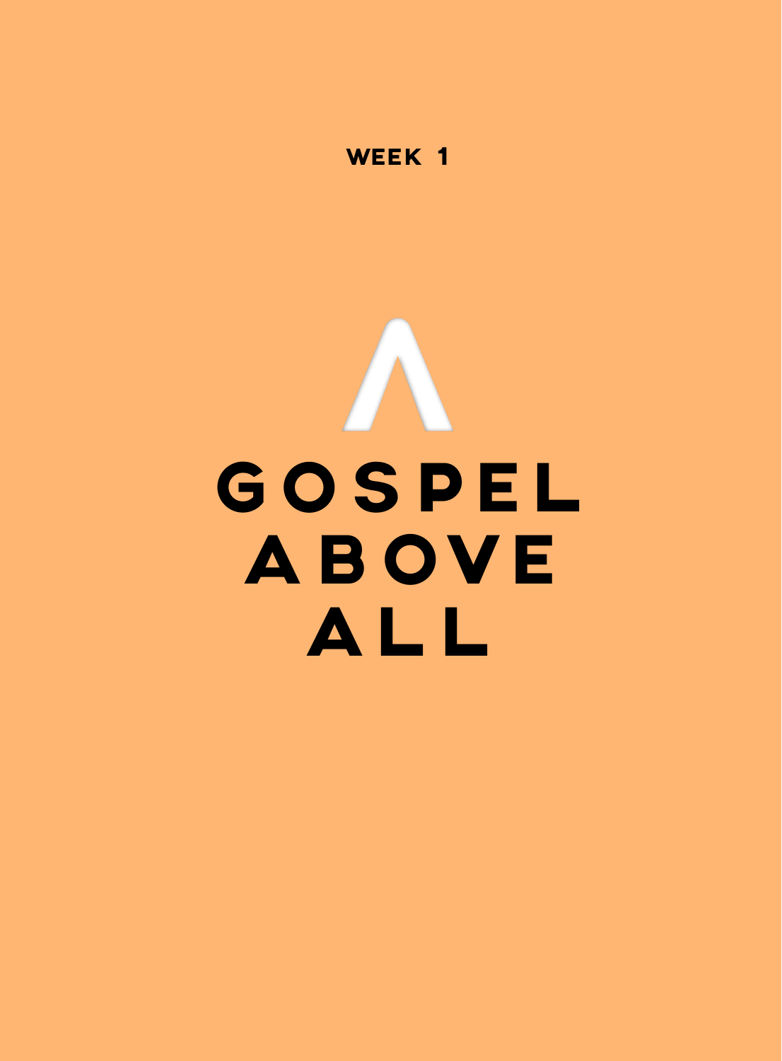WEEK 1

# GOSPEL ABOVE ALL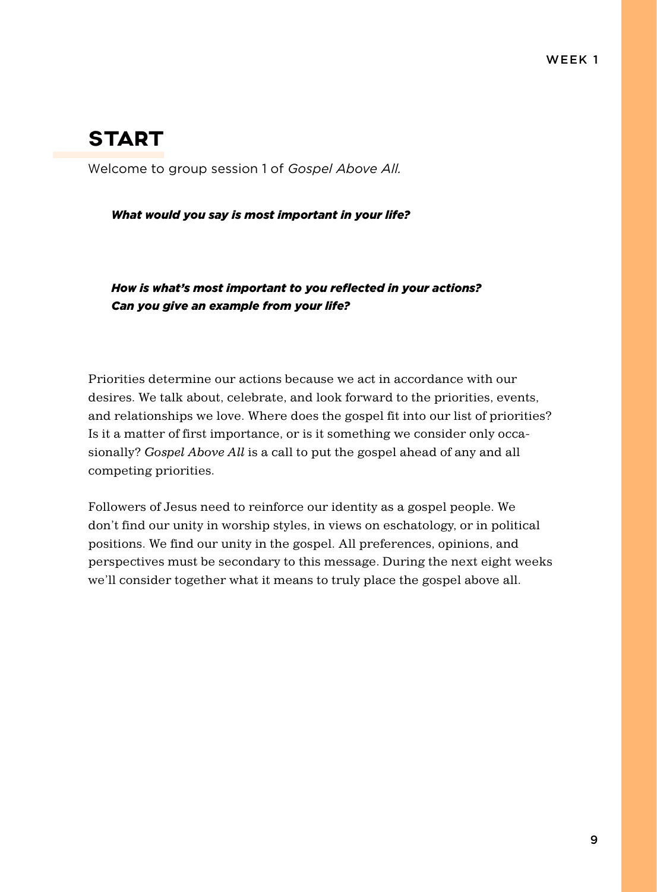## START

Welcome to group session 1 of *Gospel Above All.*

***What would you say is most important in your life?***

***How is what's most important to you reflected in your actions? Can you give an example from your life?***

Priorities determine our actions because we act in accordance with our desires. We talk about, celebrate, and look forward to the priorities, events, and relationships we love. Where does the gospel fit into our list of priorities? Is it a matter of first importance, or is it something we consider only occasionally? *Gospel Above All* is a call to put the gospel ahead of any and all competing priorities.

Followers of Jesus need to reinforce our identity as a gospel people. We don't find our unity in worship styles, in views on eschatology, or in political positions. We find our unity in the gospel. All preferences, opinions, and perspectives must be secondary to this message. During the next eight weeks we'll consider together what it means to truly place the gospel above all.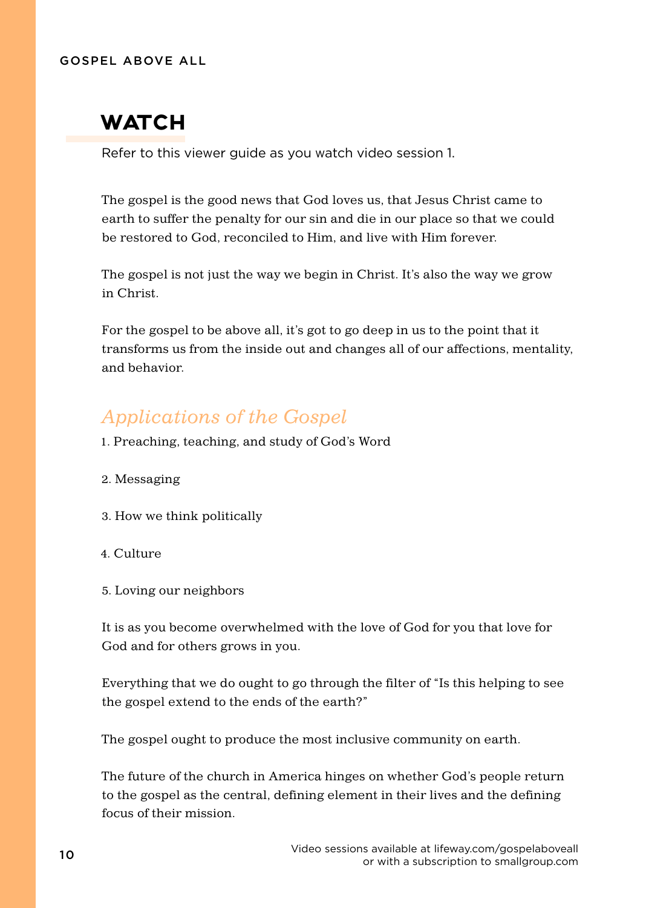## WATCH

Refer to this viewer guide as you watch video session 1.

The gospel is the good news that God loves us, that Jesus Christ came to earth to suffer the penalty for our sin and die in our place so that we could be restored to God, reconciled to Him, and live with Him forever.

The gospel is not just the way we begin in Christ. It's also the way we grow in Christ.

For the gospel to be above all, it's got to go deep in us to the point that it transforms us from the inside out and changes all of our affections, mentality, and behavior.

### *Applications of the Gospel*

1. Preaching, teaching, and study of God's Word

2. Messaging

3. How we think politically

4. Culture

5. Loving our neighbors

It is as you become overwhelmed with the love of God for you that love for God and for others grows in you.

Everything that we do ought to go through the filter of "Is this helping to see the gospel extend to the ends of the earth?"

The gospel ought to produce the most inclusive community on earth.

The future of the church in America hinges on whether God's people return to the gospel as the central, defining element in their lives and the defining focus of their mission.

Video sessions available at lifeway.com/gospelaboveall or with a subscription to smallgroup.com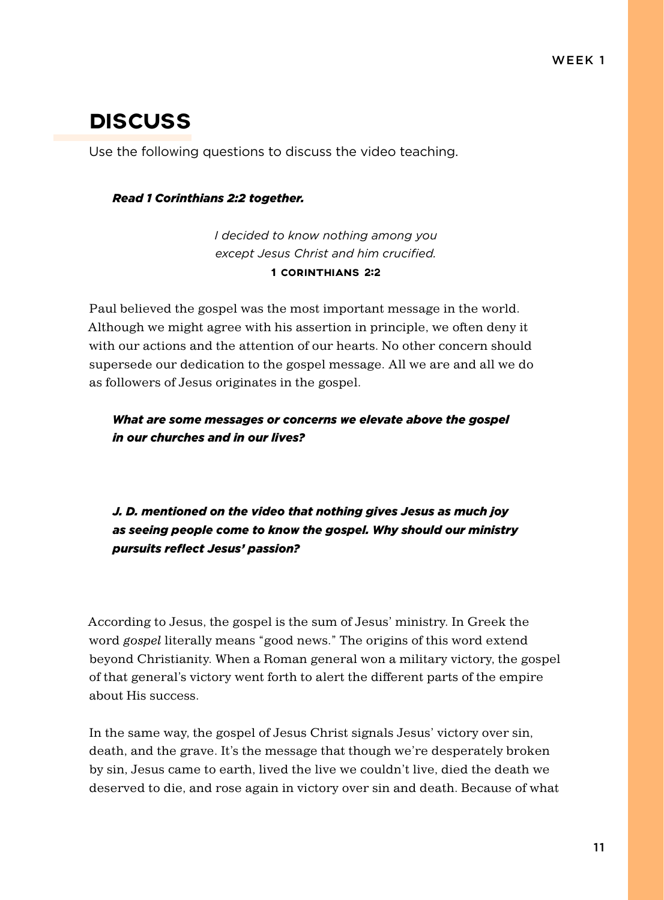## DISCUSS

Use the following questions to discuss the video teaching.

***Read 1 Corinthians 2:2 together.***

*I decided to know nothing among you except Jesus Christ and him crucified.*
**1 CORINTHIANS 2:2**

Paul believed the gospel was the most important message in the world. Although we might agree with his assertion in principle, we often deny it with our actions and the attention of our hearts. No other concern should supersede our dedication to the gospel message. All we are and all we do as followers of Jesus originates in the gospel.

***What are some messages or concerns we elevate above the gospel in our churches and in our lives?***

***J. D. mentioned on the video that nothing gives Jesus as much joy as seeing people come to know the gospel. Why should our ministry pursuits reflect Jesus' passion?***

According to Jesus, the gospel is the sum of Jesus' ministry. In Greek the word *gospel* literally means "good news." The origins of this word extend beyond Christianity. When a Roman general won a military victory, the gospel of that general's victory went forth to alert the different parts of the empire about His success.

In the same way, the gospel of Jesus Christ signals Jesus' victory over sin, death, and the grave. It's the message that though we're desperately broken by sin, Jesus came to earth, lived the live we couldn't live, died the death we deserved to die, and rose again in victory over sin and death. Because of what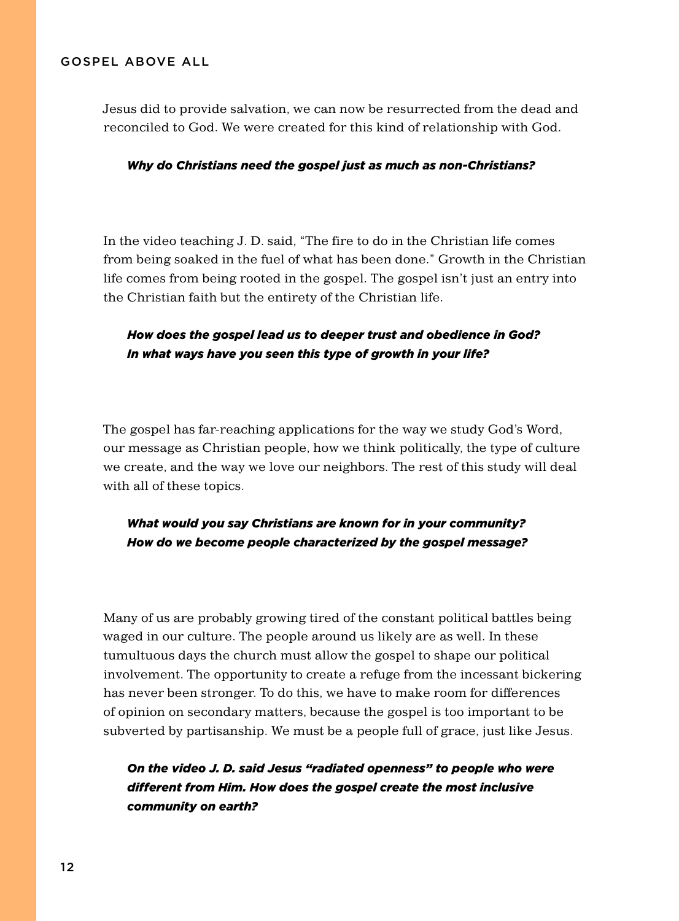Jesus did to provide salvation, we can now be resurrected from the dead and reconciled to God. We were created for this kind of relationship with God.

***Why do Christians need the gospel just as much as non-Christians?***

In the video teaching J. D. said, “The fire to do in the Christian life comes from being soaked in the fuel of what has been done.” Growth in the Christian life comes from being rooted in the gospel. The gospel isn’t just an entry into the Christian faith but the entirety of the Christian life.

***How does the gospel lead us to deeper trust and obedience in God? In what ways have you seen this type of growth in your life?***

The gospel has far-reaching applications for the way we study God’s Word, our message as Christian people, how we think politically, the type of culture we create, and the way we love our neighbors. The rest of this study will deal with all of these topics.

***What would you say Christians are known for in your community? How do we become people characterized by the gospel message?***

Many of us are probably growing tired of the constant political battles being waged in our culture. The people around us likely are as well. In these tumultuous days the church must allow the gospel to shape our political involvement. The opportunity to create a refuge from the incessant bickering has never been stronger. To do this, we have to make room for differences of opinion on secondary matters, because the gospel is too important to be subverted by partisanship. We must be a people full of grace, just like Jesus.

***On the video J. D. said Jesus “radiated openness” to people who were different from Him. How does the gospel create the most inclusive community on earth?***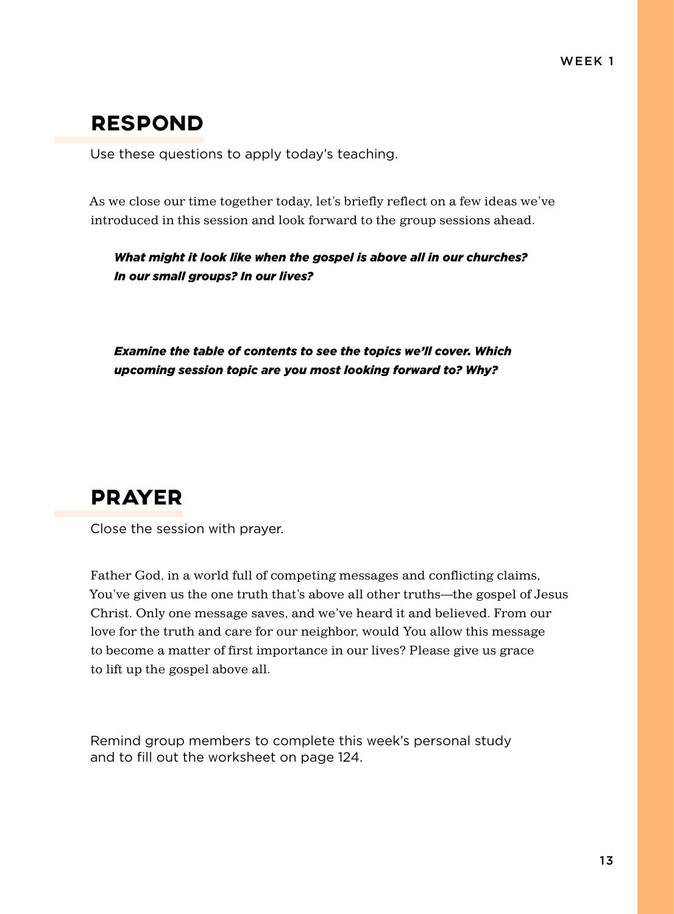## RESPOND

Use these questions to apply today's teaching.

As we close our time together today, let's briefly reflect on a few ideas we've introduced in this session and look forward to the group sessions ahead.

***What might it look like when the gospel is above all in our churches? In our small groups? In our lives?***

***Examine the table of contents to see the topics we'll cover. Which upcoming session topic are you most looking forward to? Why?***

## PRAYER

Close the session with prayer.

Father God, in a world full of competing messages and conflicting claims, You've given us the one truth that's above all other truths—the gospel of Jesus Christ. Only one message saves, and we've heard it and believed. From our love for the truth and care for our neighbor, would You allow this message to become a matter of first importance in our lives? Please give us grace to lift up the gospel above all.

Remind group members to complete this week's personal study and to fill out the worksheet on page 124.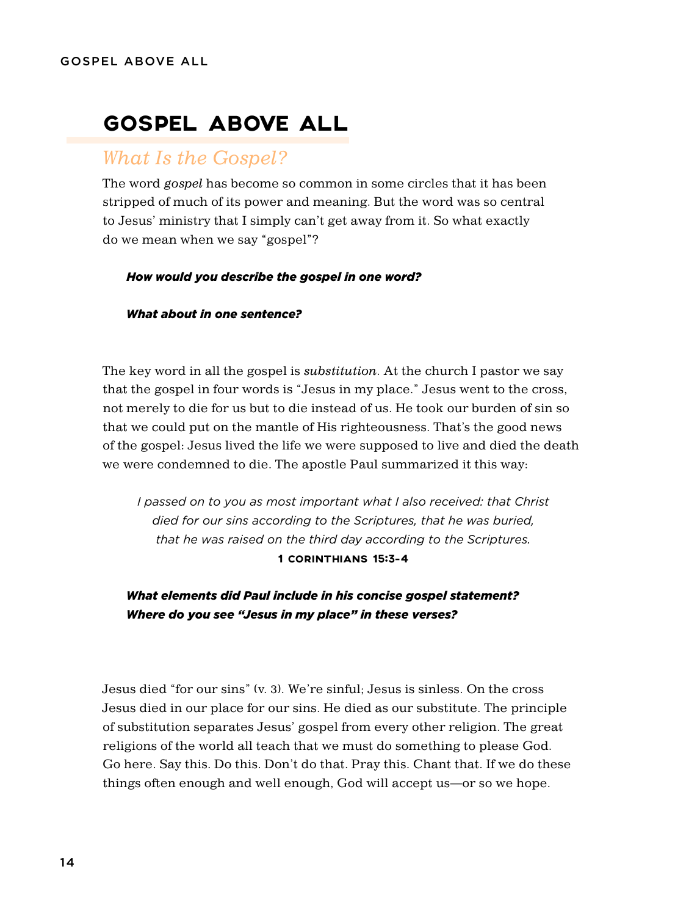# GOSPEL ABOVE ALL

## *What Is the Gospel?*

The word *gospel* has become so common in some circles that it has been stripped of much of its power and meaning. But the word was so central to Jesus' ministry that I simply can't get away from it. So what exactly do we mean when we say "gospel"?

***How would you describe the gospel in one word?***

***What about in one sentence?***

The key word in all the gospel is *substitution*. At the church I pastor we say that the gospel in four words is "Jesus in my place." Jesus went to the cross, not merely to die for us but to die instead of us. He took our burden of sin so that we could put on the mantle of His righteousness. That's the good news of the gospel: Jesus lived the life we were supposed to live and died the death we were condemned to die. The apostle Paul summarized it this way:

> *I passed on to you as most important what I also received: that Christ died for our sins according to the Scriptures, that he was buried, that he was raised on the third day according to the Scriptures.*
>
> **1 CORINTHIANS 15:3-4**

***What elements did Paul include in his concise gospel statement? Where do you see "Jesus in my place" in these verses?***

Jesus died "for our sins" (v. 3). We're sinful; Jesus is sinless. On the cross Jesus died in our place for our sins. He died as our substitute. The principle of substitution separates Jesus' gospel from every other religion. The great religions of the world all teach that we must do something to please God. Go here. Say this. Do this. Don't do that. Pray this. Chant that. If we do these things often enough and well enough, God will accept us—or so we hope.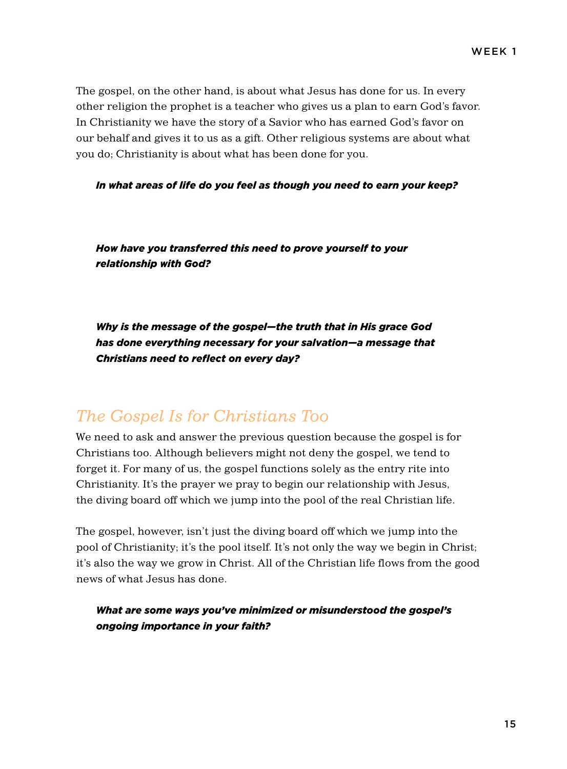The gospel, on the other hand, is about what Jesus has done for us. In every other religion the prophet is a teacher who gives us a plan to earn God's favor. In Christianity we have the story of a Savior who has earned God's favor on our behalf and gives it to us as a gift. Other religious systems are about what you do; Christianity is about what has been done for you.

***In what areas of life do you feel as though you need to earn your keep?***

***How have you transferred this need to prove yourself to your relationship with God?***

***Why is the message of the gospel—the truth that in His grace God has done everything necessary for your salvation—a message that Christians need to reflect on every day?***

## *The Gospel Is for Christians Too*

We need to ask and answer the previous question because the gospel is for Christians too. Although believers might not deny the gospel, we tend to forget it. For many of us, the gospel functions solely as the entry rite into Christianity. It's the prayer we pray to begin our relationship with Jesus, the diving board off which we jump into the pool of the real Christian life.

The gospel, however, isn't just the diving board off which we jump into the pool of Christianity; it's the pool itself. It's not only the way we begin in Christ; it's also the way we grow in Christ. All of the Christian life flows from the good news of what Jesus has done.

***What are some ways you've minimized or misunderstood the gospel's ongoing importance in your faith?***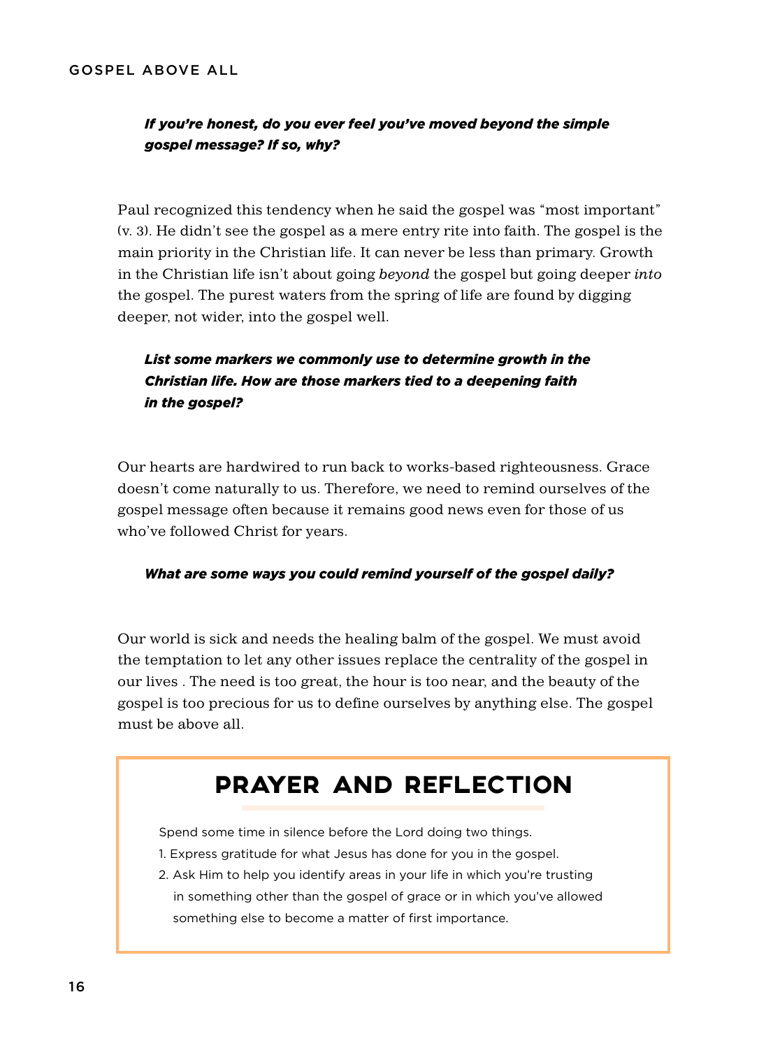***If you're honest, do you ever feel you've moved beyond the simple gospel message? If so, why?***

Paul recognized this tendency when he said the gospel was "most important" (v. 3). He didn't see the gospel as a mere entry rite into faith. The gospel is the main priority in the Christian life. It can never be less than primary. Growth in the Christian life isn't about going *beyond* the gospel but going deeper *into* the gospel. The purest waters from the spring of life are found by digging deeper, not wider, into the gospel well.

***List some markers we commonly use to determine growth in the Christian life. How are those markers tied to a deepening faith in the gospel?***

Our hearts are hardwired to run back to works-based righteousness. Grace doesn't come naturally to us. Therefore, we need to remind ourselves of the gospel message often because it remains good news even for those of us who've followed Christ for years.

***What are some ways you could remind yourself of the gospel daily?***

Our world is sick and needs the healing balm of the gospel. We must avoid the temptation to let any other issues replace the centrality of the gospel in our lives . The need is too great, the hour is too near, and the beauty of the gospel is too precious for us to define ourselves by anything else. The gospel must be above all.

## PRAYER AND REFLECTION

Spend some time in silence before the Lord doing two things.

1. Express gratitude for what Jesus has done for you in the gospel.
2. Ask Him to help you identify areas in your life in which you're trusting in something other than the gospel of grace or in which you've allowed something else to become a matter of first importance.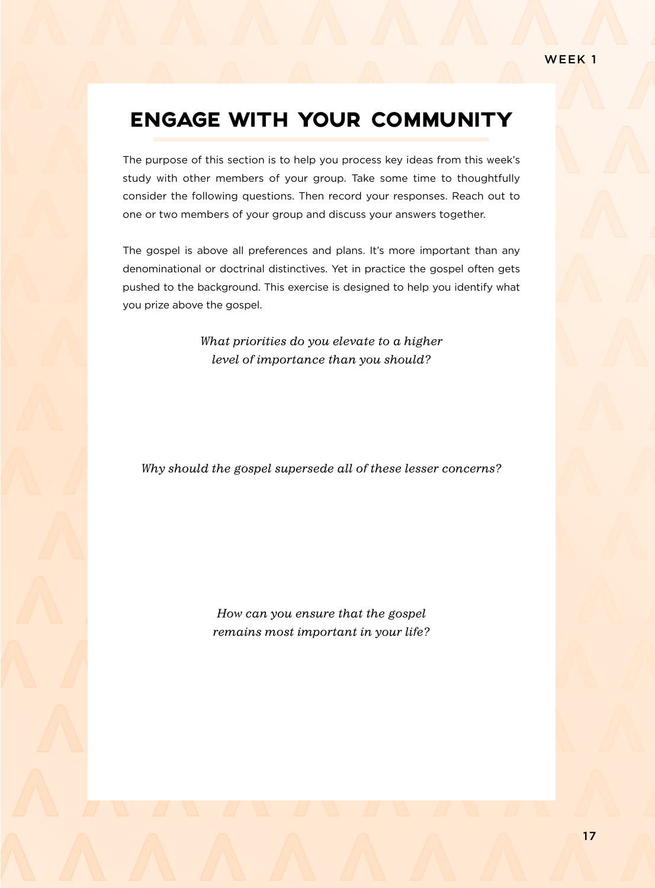# ENGAGE WITH YOUR COMMUNITY

The purpose of this section is to help you process key ideas from this week's study with other members of your group. Take some time to thoughtfully consider the following questions. Then record your responses. Reach out to one or two members of your group and discuss your answers together.

The gospel is above all preferences and plans. It's more important than any denominational or doctrinal distinctives. Yet in practice the gospel often gets pushed to the background. This exercise is designed to help you identify what you prize above the gospel.

*What priorities do you elevate to a higher level of importance than you should?*

*Why should the gospel supersede all of these lesser concerns?*

*How can you ensure that the gospel remains most important in your life?*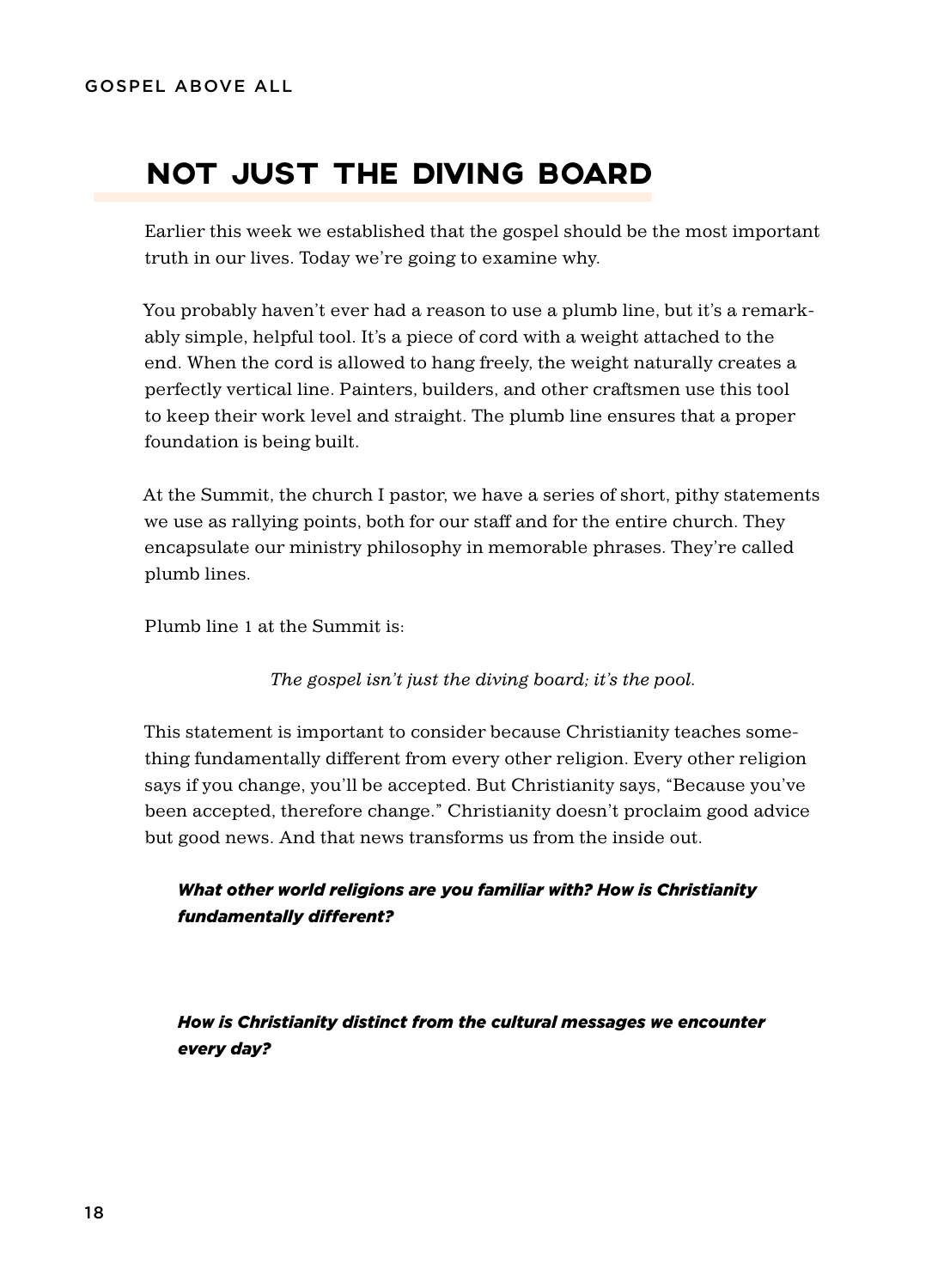## NOT JUST THE DIVING BOARD

Earlier this week we established that the gospel should be the most important truth in our lives. Today we're going to examine why.

You probably haven't ever had a reason to use a plumb line, but it's a remarkably simple, helpful tool. It's a piece of cord with a weight attached to the end. When the cord is allowed to hang freely, the weight naturally creates a perfectly vertical line. Painters, builders, and other craftsmen use this tool to keep their work level and straight. The plumb line ensures that a proper foundation is being built.

At the Summit, the church I pastor, we have a series of short, pithy statements we use as rallying points, both for our staff and for the entire church. They encapsulate our ministry philosophy in memorable phrases. They're called plumb lines.

Plumb line 1 at the Summit is:

*The gospel isn't just the diving board; it's the pool.*

This statement is important to consider because Christianity teaches something fundamentally different from every other religion. Every other religion says if you change, you'll be accepted. But Christianity says, "Because you've been accepted, therefore change." Christianity doesn't proclaim good advice but good news. And that news transforms us from the inside out.

***What other world religions are you familiar with? How is Christianity fundamentally different?***

***How is Christianity distinct from the cultural messages we encounter every day?***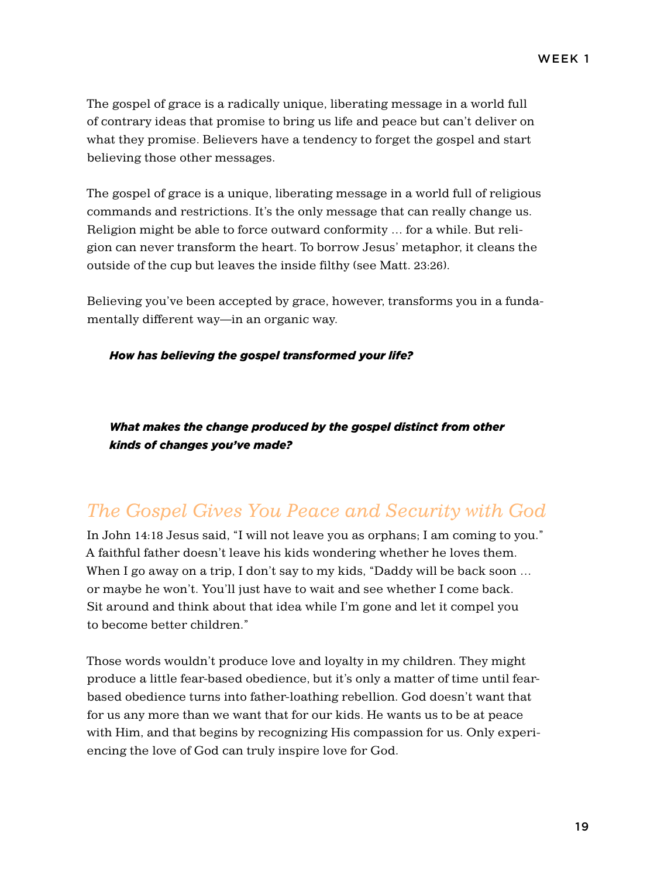The gospel of grace is a radically unique, liberating message in a world full of contrary ideas that promise to bring us life and peace but can't deliver on what they promise. Believers have a tendency to forget the gospel and start believing those other messages.

The gospel of grace is a unique, liberating message in a world full of religious commands and restrictions. It's the only message that can really change us. Religion might be able to force outward conformity … for a while. But religion can never transform the heart. To borrow Jesus' metaphor, it cleans the outside of the cup but leaves the inside filthy (see Matt. 23:26).

Believing you've been accepted by grace, however, transforms you in a fundamentally different way—in an organic way.

***How has believing the gospel transformed your life?***

***What makes the change produced by the gospel distinct from other kinds of changes you've made?***

## *The Gospel Gives You Peace and Security with God*

In John 14:18 Jesus said, "I will not leave you as orphans; I am coming to you." A faithful father doesn't leave his kids wondering whether he loves them. When I go away on a trip, I don't say to my kids, "Daddy will be back soon … or maybe he won't. You'll just have to wait and see whether I come back. Sit around and think about that idea while I'm gone and let it compel you to become better children."

Those words wouldn't produce love and loyalty in my children. They might produce a little fear-based obedience, but it's only a matter of time until fear-based obedience turns into father-loathing rebellion. God doesn't want that for us any more than we want that for our kids. He wants us to be at peace with Him, and that begins by recognizing His compassion for us. Only experiencing the love of God can truly inspire love for God.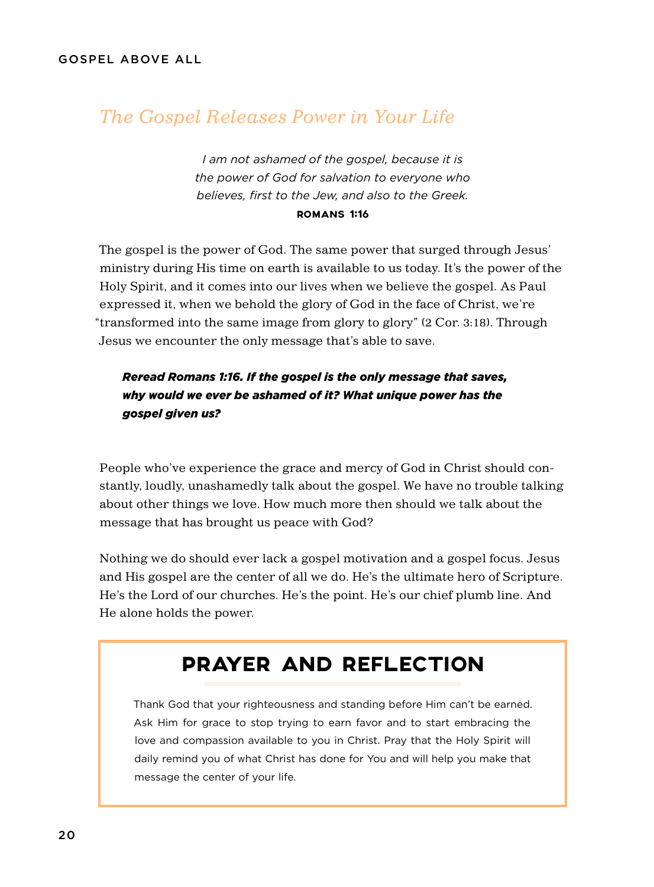## *The Gospel Releases Power in Your Life*

> *I am not ashamed of the gospel, because it is the power of God for salvation to everyone who believes, first to the Jew, and also to the Greek.*
>
> **ROMANS 1:16**

The gospel is the power of God. The same power that surged through Jesus' ministry during His time on earth is available to us today. It's the power of the Holy Spirit, and it comes into our lives when we believe the gospel. As Paul expressed it, when we behold the glory of God in the face of Christ, we're "transformed into the same image from glory to glory" (2 Cor. 3:18). Through Jesus we encounter the only message that's able to save.

***Reread Romans 1:16. If the gospel is the only message that saves, why would we ever be ashamed of it? What unique power has the gospel given us?***

People who've experience the grace and mercy of God in Christ should constantly, loudly, unashamedly talk about the gospel. We have no trouble talking about other things we love. How much more then should we talk about the message that has brought us peace with God?

Nothing we do should ever lack a gospel motivation and a gospel focus. Jesus and His gospel are the center of all we do. He's the ultimate hero of Scripture. He's the Lord of our churches. He's the point. He's our chief plumb line. And He alone holds the power.

## PRAYER AND REFLECTION

Thank God that your righteousness and standing before Him can't be earned. Ask Him for grace to stop trying to earn favor and to start embracing the love and compassion available to you in Christ. Pray that the Holy Spirit will daily remind you of what Christ has done for You and will help you make that message the center of your life.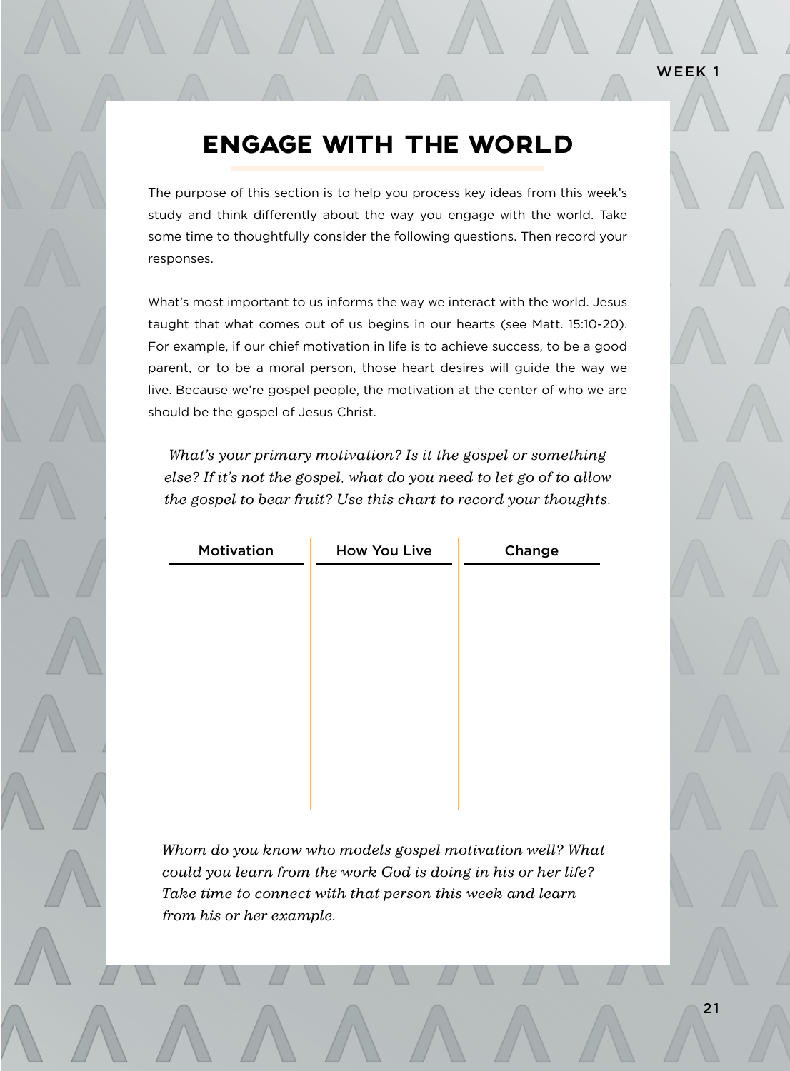# ENGAGE WITH THE WORLD

The purpose of this section is to help you process key ideas from this week's study and think differently about the way you engage with the world. Take some time to thoughtfully consider the following questions. Then record your responses.

What's most important to us informs the way we interact with the world. Jesus taught that what comes out of us begins in our hearts (see Matt. 15:10-20). For example, if our chief motivation in life is to achieve success, to be a good parent, or to be a moral person, those heart desires will guide the way we live. Because we're gospel people, the motivation at the center of who we are should be the gospel of Jesus Christ.

*What's your primary motivation? Is it the gospel or something else? If it's not the gospel, what do you need to let go of to allow the gospel to bear fruit? Use this chart to record your thoughts.*

| Motivation | How You Live | Change |
| --- | --- | --- |
| | | |

*Whom do you know who models gospel motivation well? What could you learn from the work God is doing in his or her life? Take time to connect with that person this week and learn from his or her example.*